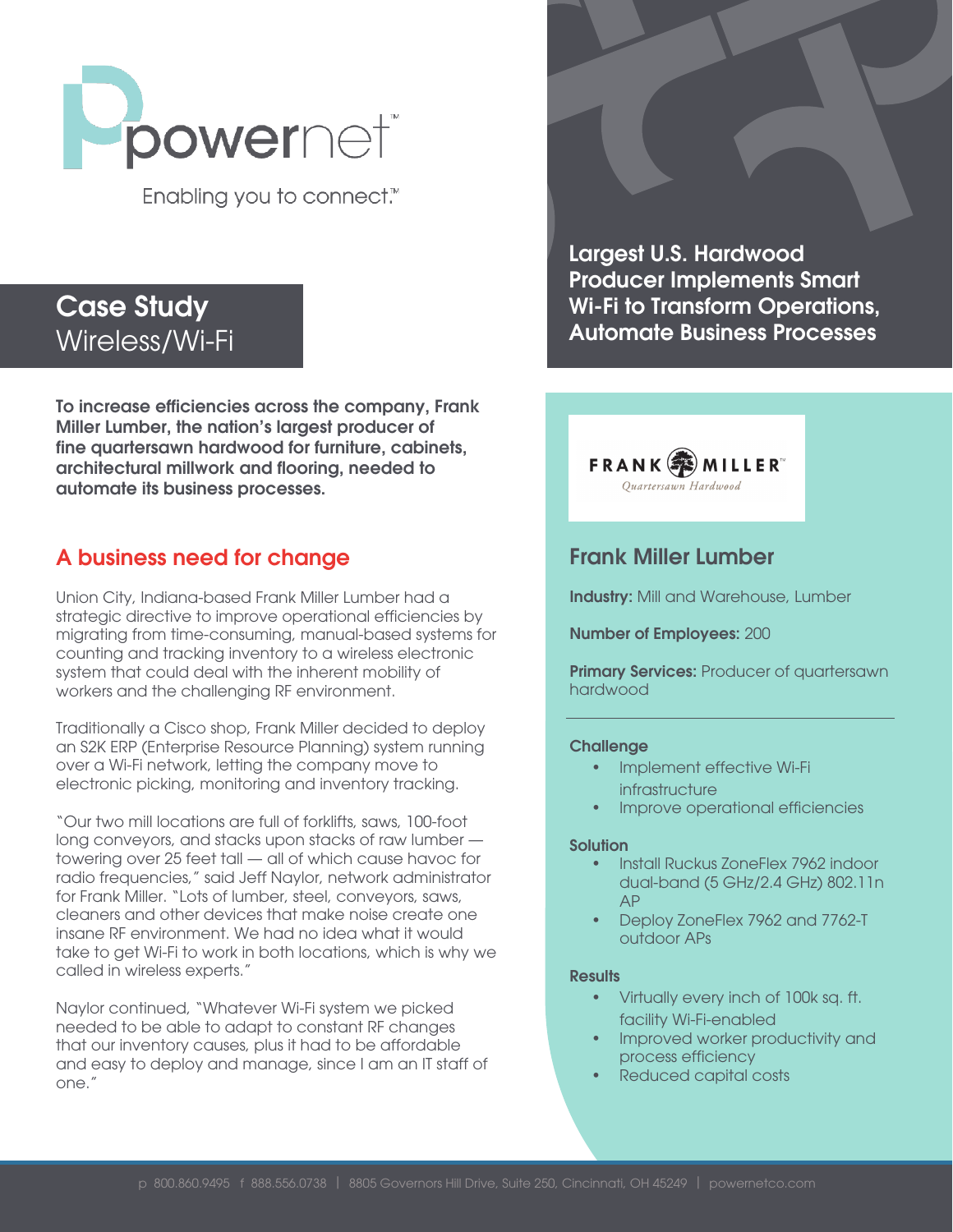powernet™

Enabling you to connect.™

# Case Study
## Wireless/Wi-Fi

# Largest U.S. Hardwood Producer Implements Smart Wi-Fi to Transform Operations, Automate Business Processes

**To increase efficiencies across the company, Frank Miller Lumber, the nation's largest producer of fine quartersawn hardwood for furniture, cabinets, architectural millwork and flooring, needed to automate its business processes.**

## A business need for change

Union City, Indiana-based Frank Miller Lumber had a strategic directive to improve operational efficiencies by migrating from time-consuming, manual-based systems for counting and tracking inventory to a wireless electronic system that could deal with the inherent mobility of workers and the challenging RF environment.

Traditionally a Cisco shop, Frank Miller decided to deploy an S2K ERP (Enterprise Resource Planning) system running over a Wi-Fi network, letting the company move to electronic picking, monitoring and inventory tracking.

"Our two mill locations are full of forklifts, saws, 100-foot long conveyors, and stacks upon stacks of raw lumber — towering over 25 feet tall — all of which cause havoc for radio frequencies," said Jeff Naylor, network administrator for Frank Miller. "Lots of lumber, steel, conveyors, saws, cleaners and other devices that make noise create one insane RF environment. We had no idea what it would take to get Wi-Fi to work in both locations, which is why we called in wireless experts."

Naylor continued, "Whatever Wi-Fi system we picked needed to be able to adapt to constant RF changes that our inventory causes, plus it had to be affordable and easy to deploy and manage, since I am an IT staff of one."

FRANK MILLER™
*Quartersawn Hardwood*

## Frank Miller Lumber

**Industry:** Mill and Warehouse, Lumber

**Number of Employees:** 200

**Primary Services:** Producer of quartersawn hardwood

### Challenge

- Implement effective Wi-Fi infrastructure
- Improve operational efficiencies

### Solution

- Install Ruckus ZoneFlex 7962 indoor dual-band (5 GHz/2.4 GHz) 802.11n AP
- Deploy ZoneFlex 7962 and 7762-T outdoor APs

### Results

- Virtually every inch of 100k sq. ft. facility Wi-Fi-enabled
- Improved worker productivity and process efficiency
- Reduced capital costs

p 800.860.9495 f 888.556.0738 | 8805 Governors Hill Drive, Suite 250, Cincinnati, OH 45249 | powernetco.com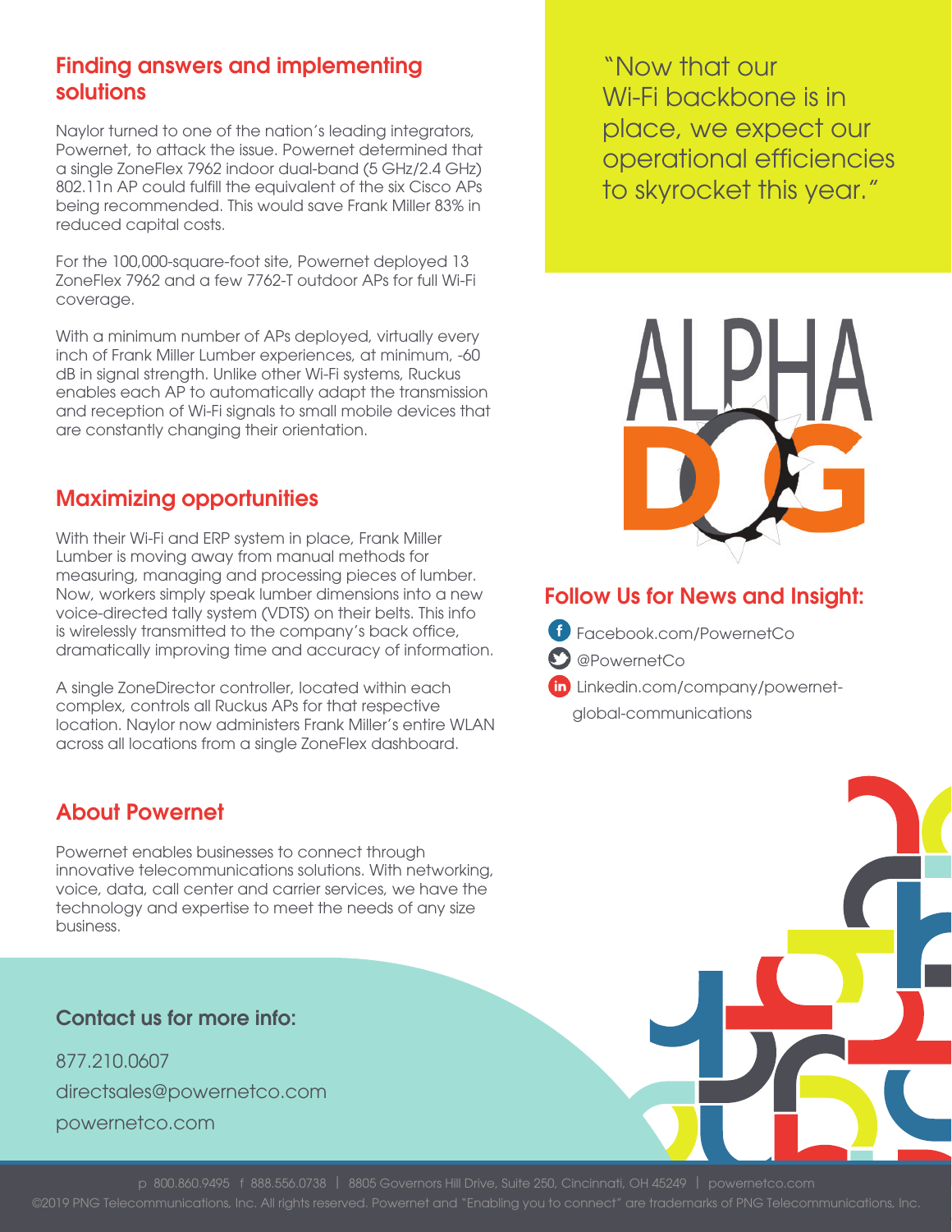## Finding answers and implementing solutions

Naylor turned to one of the nation's leading integrators, Powernet, to attack the issue. Powernet determined that a single ZoneFlex 7962 indoor dual-band (5 GHz/2.4 GHz) 802.11n AP could fulfill the equivalent of the six Cisco APs being recommended. This would save Frank Miller 83% in reduced capital costs.

For the 100,000-square-foot site, Powernet deployed 13 ZoneFlex 7962 and a few 7762-T outdoor APs for full Wi-Fi coverage.

With a minimum number of APs deployed, virtually every inch of Frank Miller Lumber experiences, at minimum, -60 dB in signal strength. Unlike other Wi-Fi systems, Ruckus enables each AP to automatically adapt the transmission and reception of Wi-Fi signals to small mobile devices that are constantly changing their orientation.

## Maximizing opportunities

With their Wi-Fi and ERP system in place, Frank Miller Lumber is moving away from manual methods for measuring, managing and processing pieces of lumber. Now, workers simply speak lumber dimensions into a new voice-directed tally system (VDTS) on their belts. This info is wirelessly transmitted to the company's back office, dramatically improving time and accuracy of information.

A single ZoneDirector controller, located within each complex, controls all Ruckus APs for that respective location. Naylor now administers Frank Miller's entire WLAN across all locations from a single ZoneFlex dashboard.

## About Powernet

Powernet enables businesses to connect through innovative telecommunications solutions. With networking, voice, data, call center and carrier services, we have the technology and expertise to meet the needs of any size business.

### Contact us for more info:

877.210.0607

directsales@powernetco.com

powernetco.com

"Now that our Wi-Fi backbone is in place, we expect our operational efficiencies to skyrocket this year."

ALPHA DOG

### Follow Us for News and Insight:

- Facebook.com/PowernetCo
- @PowernetCo
- Linkedin.com/company/powernet-global-communications

p 800.860.9495 f 888.556.0738 | 8805 Governors Hill Drive, Suite 250, Cincinnati, OH 45249 | powernetco.com

©2019 PNG Telecommunications, Inc. All rights reserved. Powernet and "Enabling you to connect" are trademarks of PNG Telecommunications, Inc.